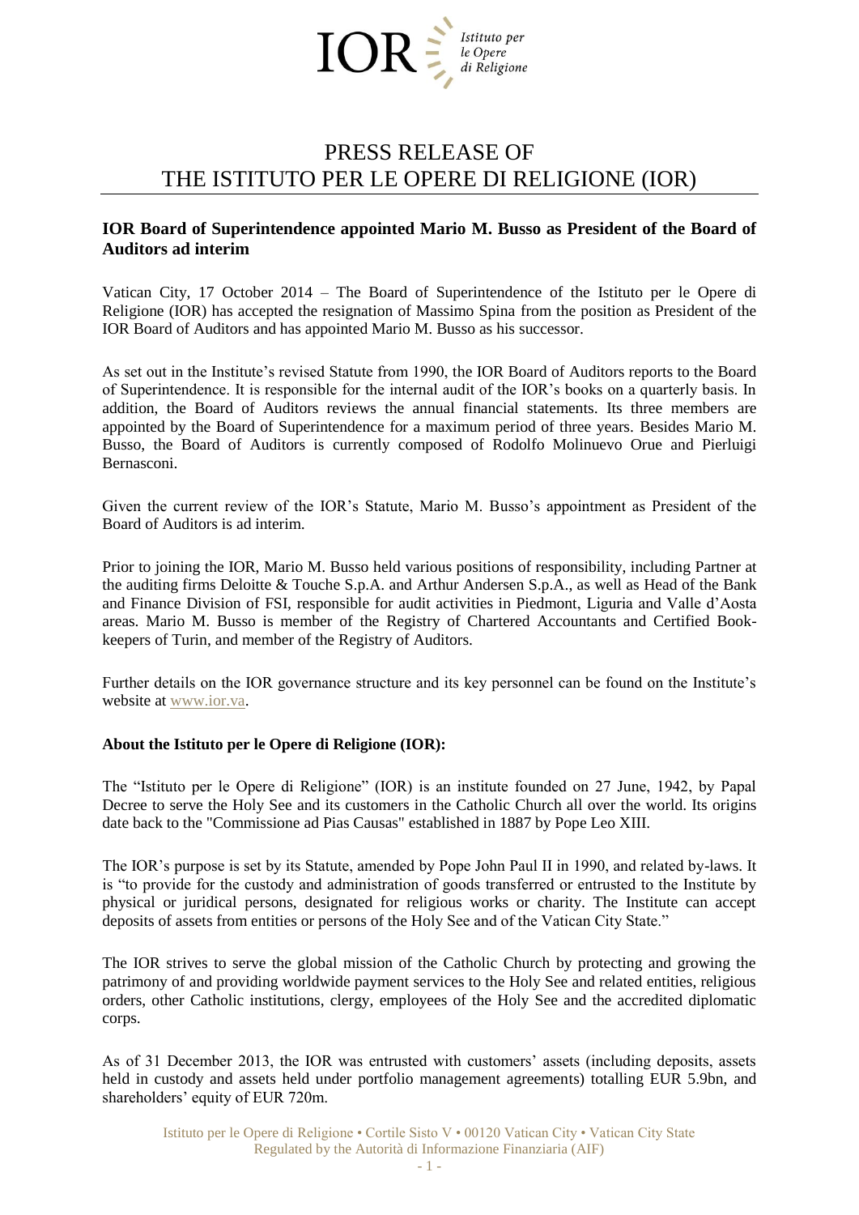IOR Istituto per le Opere di Religione

# PRESS RELEASE OF THE ISTITUTO PER LE OPERE DI RELIGIONE (IOR)

## IOR Board of Superintendence appointed Mario M. Busso as President of the Board of Auditors ad interim

Vatican City, 17 October 2014 – The Board of Superintendence of the Istituto per le Opere di Religione (IOR) has accepted the resignation of Massimo Spina from the position as President of the IOR Board of Auditors and has appointed Mario M. Busso as his successor.

As set out in the Institute's revised Statute from 1990, the IOR Board of Auditors reports to the Board of Superintendence. It is responsible for the internal audit of the IOR's books on a quarterly basis. In addition, the Board of Auditors reviews the annual financial statements. Its three members are appointed by the Board of Superintendence for a maximum period of three years. Besides Mario M. Busso, the Board of Auditors is currently composed of Rodolfo Molinuevo Orue and Pierluigi Bernasconi.

Given the current review of the IOR's Statute, Mario M. Busso's appointment as President of the Board of Auditors is ad interim.

Prior to joining the IOR, Mario M. Busso held various positions of responsibility, including Partner at the auditing firms Deloitte & Touche S.p.A. and Arthur Andersen S.p.A., as well as Head of the Bank and Finance Division of FSI, responsible for audit activities in Piedmont, Liguria and Valle d'Aosta areas. Mario M. Busso is member of the Registry of Chartered Accountants and Certified Book-keepers of Turin, and member of the Registry of Auditors.

Further details on the IOR governance structure and its key personnel can be found on the Institute's website at www.ior.va.

**About the Istituto per le Opere di Religione (IOR):**

The "Istituto per le Opere di Religione" (IOR) is an institute founded on 27 June, 1942, by Papal Decree to serve the Holy See and its customers in the Catholic Church all over the world. Its origins date back to the "Commissione ad Pias Causas" established in 1887 by Pope Leo XIII.

The IOR's purpose is set by its Statute, amended by Pope John Paul II in 1990, and related by-laws. It is "to provide for the custody and administration of goods transferred or entrusted to the Institute by physical or juridical persons, designated for religious works or charity. The Institute can accept deposits of assets from entities or persons of the Holy See and of the Vatican City State."

The IOR strives to serve the global mission of the Catholic Church by protecting and growing the patrimony of and providing worldwide payment services to the Holy See and related entities, religious orders, other Catholic institutions, clergy, employees of the Holy See and the accredited diplomatic corps.

As of 31 December 2013, the IOR was entrusted with customers' assets (including deposits, assets held in custody and assets held under portfolio management agreements) totalling EUR 5.9bn, and shareholders' equity of EUR 720m.

Istituto per le Opere di Religione • Cortile Sisto V • 00120 Vatican City • Vatican City State
Regulated by the Autorità di Informazione Finanziaria (AIF)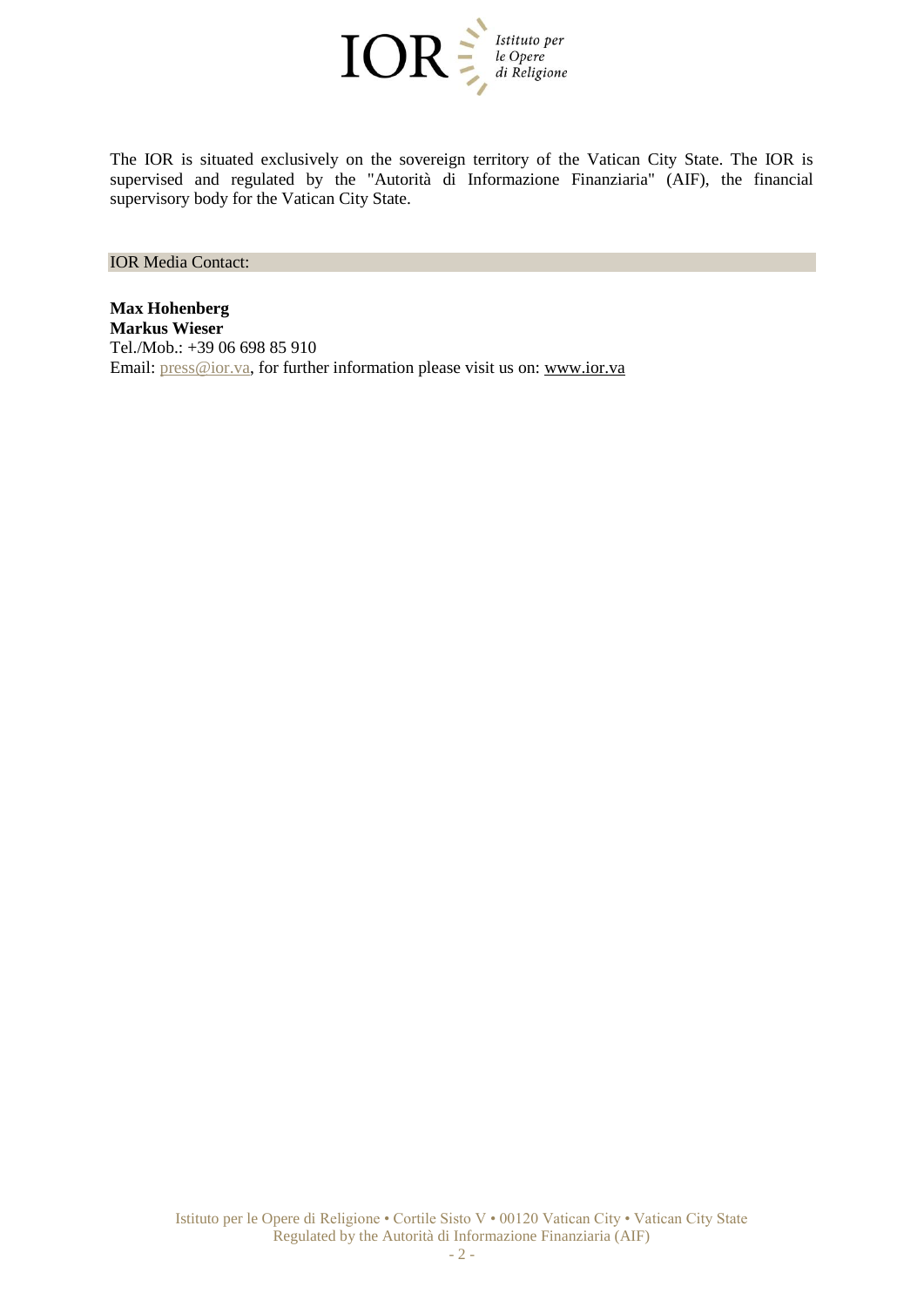The IOR is situated exclusively on the sovereign territory of the Vatican City State. The IOR is supervised and regulated by the "Autorità di Informazione Finanziaria" (AIF), the financial supervisory body for the Vatican City State.

IOR Media Contact:

**Max Hohenberg**
**Markus Wieser**
Tel./Mob.: +39 06 698 85 910
Email: press@ior.va, for further information please visit us on: www.ior.va